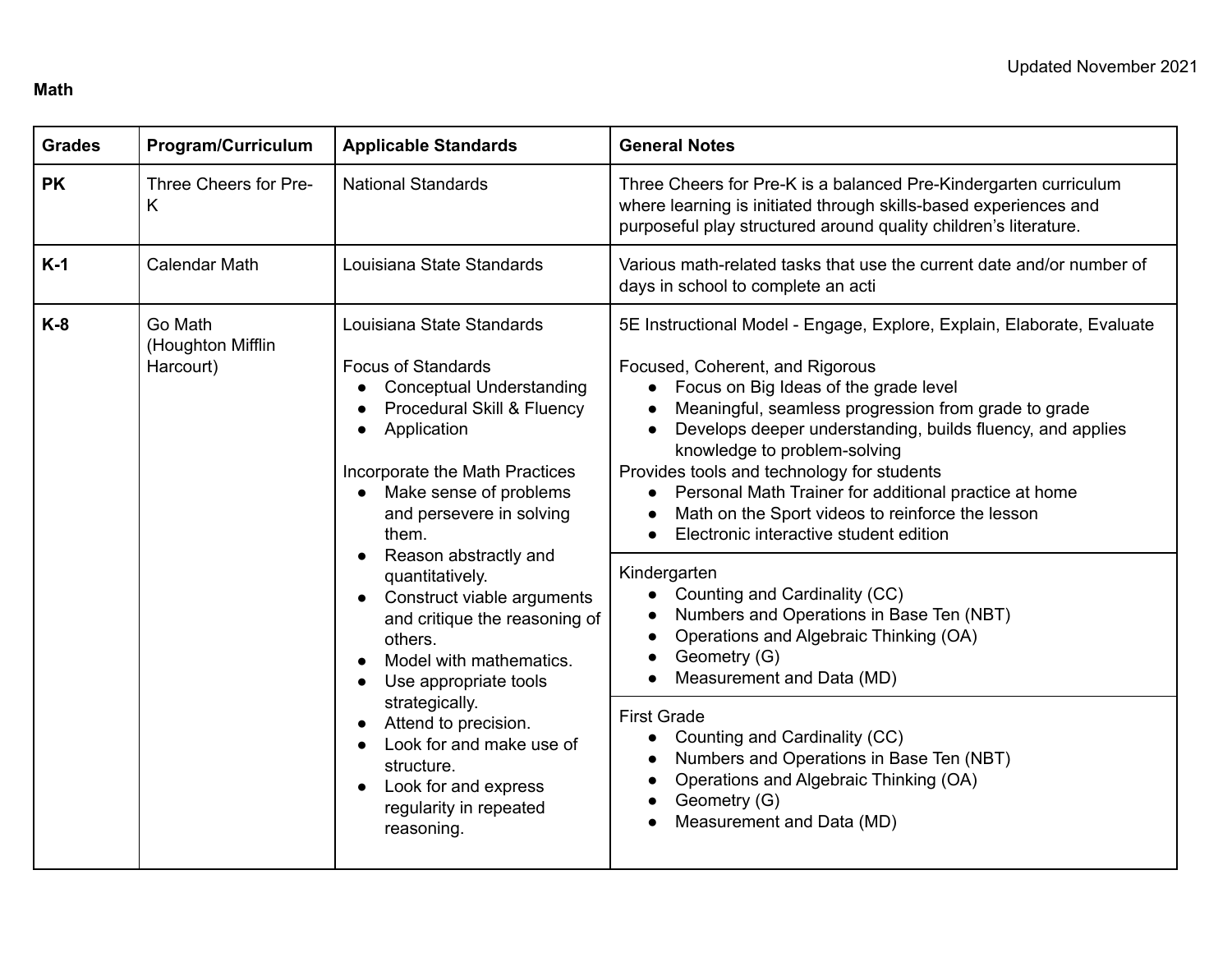Updated November 2021

**Math**

| Grades | Program/Curriculum | Applicable Standards | General Notes |
|---|---|---|---|
| **PK** | Three Cheers for Pre-K | National Standards | Three Cheers for Pre-K is a balanced Pre-Kindergarten curriculum where learning is initiated through skills-based experiences and purposeful play structured around quality children's literature. |
| **K-1** | Calendar Math | Louisiana State Standards | Various math-related tasks that use the current date and/or number of days in school to complete an acti |
| **K-8** | Go Math (Houghton Mifflin Harcourt) | Louisiana State Standards<br><br>Focus of Standards<br>• Conceptual Understanding<br>• Procedural Skill & Fluency<br>• Application<br><br>Incorporate the Math Practices<br>• Make sense of problems and persevere in solving them.<br>• Reason abstractly and quantitatively.<br>• Construct viable arguments and critique the reasoning of others.<br>• Model with mathematics.<br>• Use appropriate tools strategically.<br>• Attend to precision.<br>• Look for and make use of structure.<br>• Look for and express regularity in repeated reasoning. | 5E Instructional Model - Engage, Explore, Explain, Elaborate, Evaluate<br><br>Focused, Coherent, and Rigorous<br>• Focus on Big Ideas of the grade level<br>• Meaningful, seamless progression from grade to grade<br>• Develops deeper understanding, builds fluency, and applies knowledge to problem-solving<br>Provides tools and technology for students<br>• Personal Math Trainer for additional practice at home<br>• Math on the Sport videos to reinforce the lesson<br>• Electronic interactive student edition<br><br>Kindergarten<br>• Counting and Cardinality (CC)<br>• Numbers and Operations in Base Ten (NBT)<br>• Operations and Algebraic Thinking (OA)<br>• Geometry (G)<br>• Measurement and Data (MD)<br><br>First Grade<br>• Counting and Cardinality (CC)<br>• Numbers and Operations in Base Ten (NBT)<br>• Operations and Algebraic Thinking (OA)<br>• Geometry (G)<br>• Measurement and Data (MD) |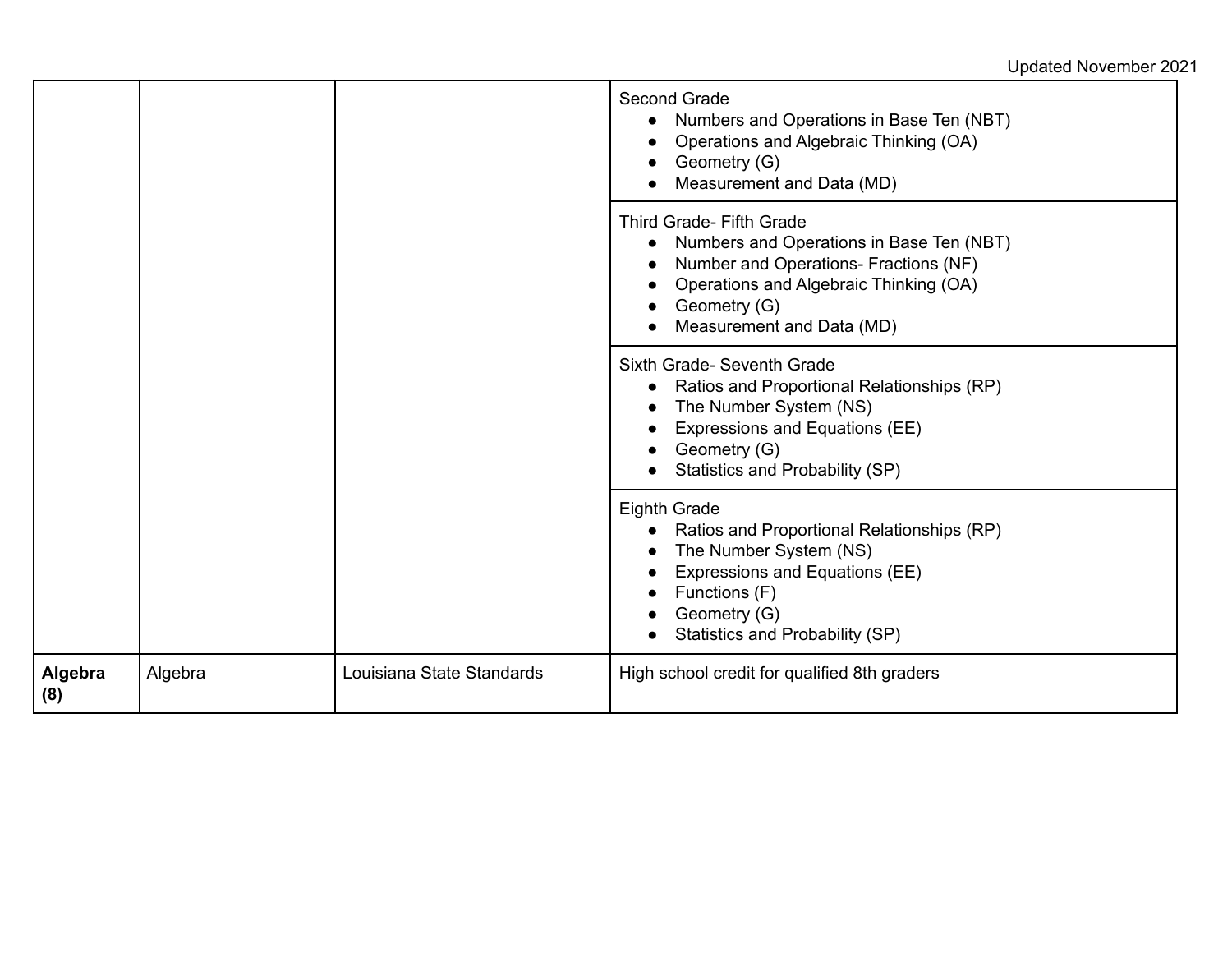| | | | |
|---|---|---|---|
| | | | Second Grade<br>● Numbers and Operations in Base Ten (NBT)<br>● Operations and Algebraic Thinking (OA)<br>● Geometry (G)<br>● Measurement and Data (MD) |
| | | | Third Grade- Fifth Grade<br>● Numbers and Operations in Base Ten (NBT)<br>● Number and Operations- Fractions (NF)<br>● Operations and Algebraic Thinking (OA)<br>● Geometry (G)<br>● Measurement and Data (MD) |
| | | | Sixth Grade- Seventh Grade<br>● Ratios and Proportional Relationships (RP)<br>● The Number System (NS)<br>● Expressions and Equations (EE)<br>● Geometry (G)<br>● Statistics and Probability (SP) |
| | | | Eighth Grade<br>● Ratios and Proportional Relationships (RP)<br>● The Number System (NS)<br>● Expressions and Equations (EE)<br>● Functions (F)<br>● Geometry (G)<br>● Statistics and Probability (SP) |
| **Algebra (8)** | Algebra | Louisiana State Standards | High school credit for qualified 8th graders |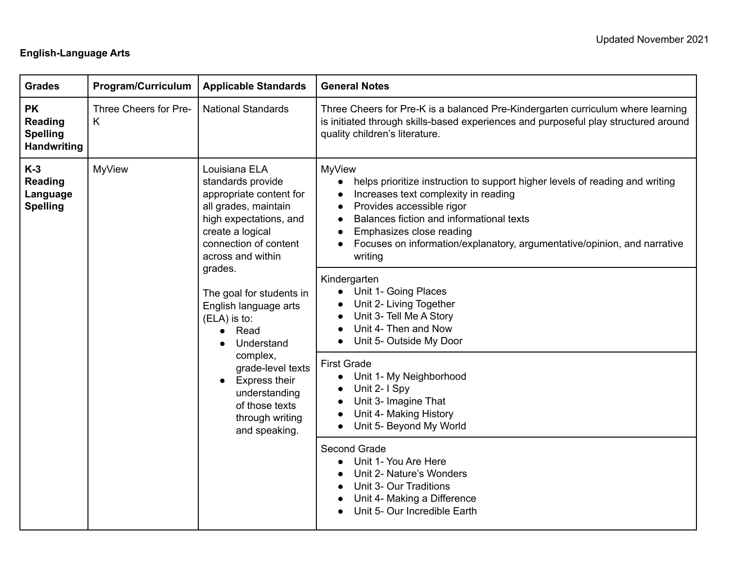Updated November 2021

**English-Language Arts**

| Grades | Program/Curriculum | Applicable Standards | General Notes |
|---|---|---|---|
| **PK Reading Spelling Handwriting** | Three Cheers for Pre-K | National Standards | Three Cheers for Pre-K is a balanced Pre-Kindergarten curriculum where learning is initiated through skills-based experiences and purposeful play structured around quality children's literature. |
| **K-3 Reading Language Spelling** | MyView | Louisiana ELA standards provide appropriate content for all grades, maintain high expectations, and create a logical connection of content across and within grades.<br><br>The goal for students in English language arts (ELA) is to:<br>• Read<br>• Understand complex, grade-level texts<br>• Express their understanding of those texts through writing and speaking. | MyView<br>• helps prioritize instruction to support higher levels of reading and writing<br>• Increases text complexity in reading<br>• Provides accessible rigor<br>• Balances fiction and informational texts<br>• Emphasizes close reading<br>• Focuses on information/explanatory, argumentative/opinion, and narrative writing |
| | | | Kindergarten<br>• Unit 1- Going Places<br>• Unit 2- Living Together<br>• Unit 3- Tell Me A Story<br>• Unit 4- Then and Now<br>• Unit 5- Outside My Door |
| | | | First Grade<br>• Unit 1- My Neighborhood<br>• Unit 2- I Spy<br>• Unit 3- Imagine That<br>• Unit 4- Making History<br>• Unit 5- Beyond My World |
| | | | Second Grade<br>• Unit 1- You Are Here<br>• Unit 2- Nature's Wonders<br>• Unit 3- Our Traditions<br>• Unit 4- Making a Difference<br>• Unit 5- Our Incredible Earth |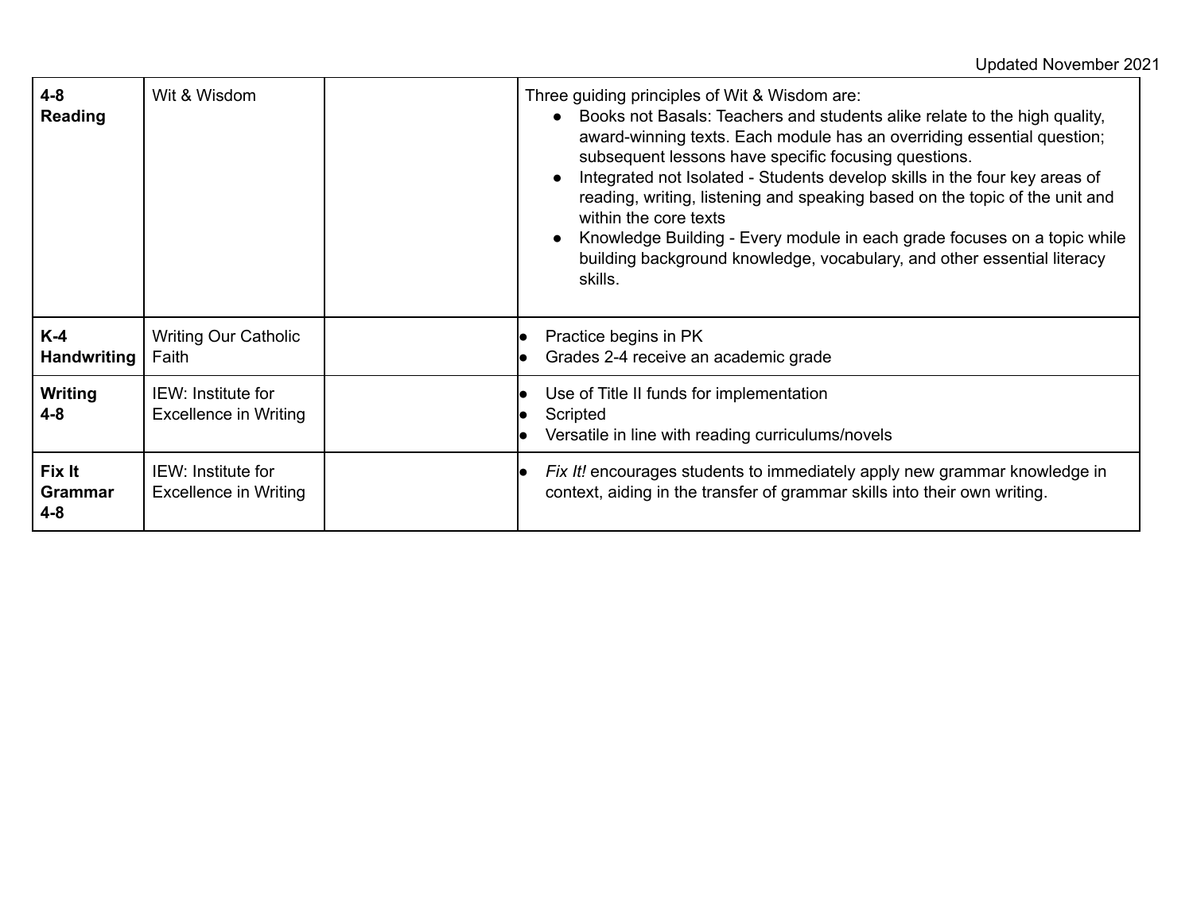| 4-8 **Reading** | Wit & Wisdom | | Three guiding principles of Wit & Wisdom are:<br>• Books not Basals: Teachers and students alike relate to the high quality, award-winning texts. Each module has an overriding essential question; subsequent lessons have specific focusing questions.<br>• Integrated not Isolated - Students develop skills in the four key areas of reading, writing, listening and speaking based on the topic of the unit and within the core texts<br>• Knowledge Building - Every module in each grade focuses on a topic while building background knowledge, vocabulary, and other essential literacy skills. |
|---|---|---|---|
| **K-4 Handwriting** | Writing Our Catholic Faith | | • Practice begins in PK<br>• Grades 2-4 receive an academic grade |
| **Writing 4-8** | IEW: Institute for Excellence in Writing | | • Use of Title II funds for implementation<br>• Scripted<br>• Versatile in line with reading curriculums/novels |
| **Fix It Grammar 4-8** | IEW: Institute for Excellence in Writing | | • *Fix It!* encourages students to immediately apply new grammar knowledge in context, aiding in the transfer of grammar skills into their own writing. |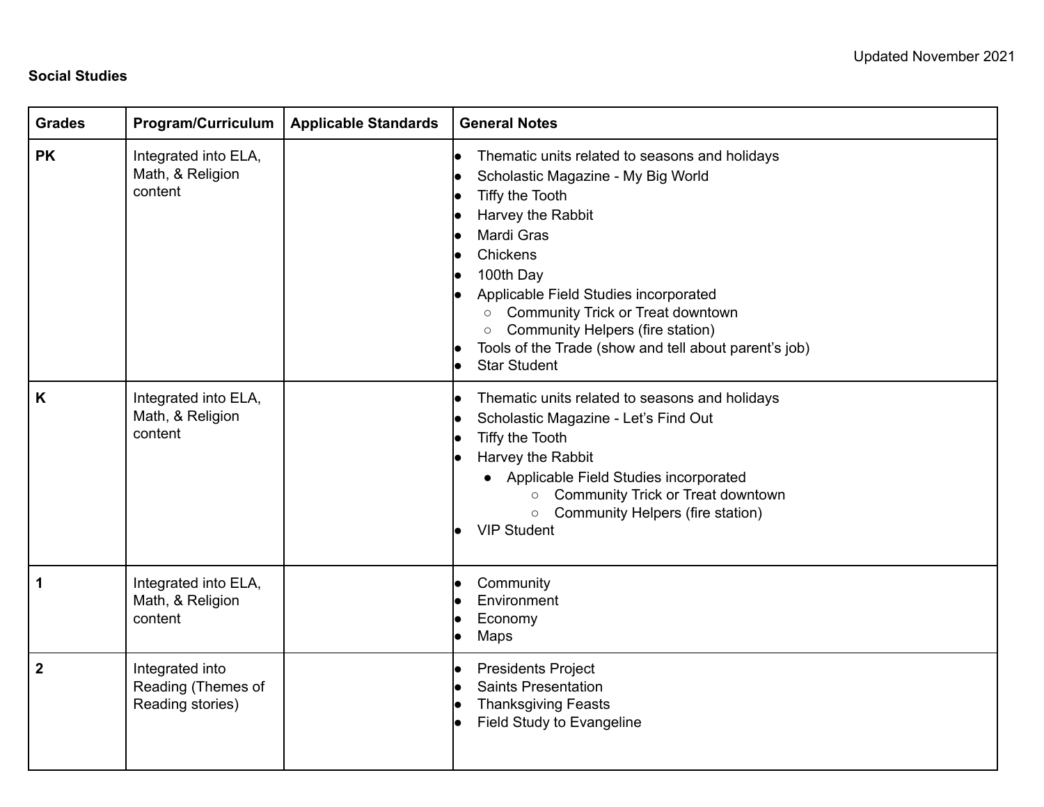Updated November 2021

**Social Studies**

| Grades | Program/Curriculum | Applicable Standards | General Notes |
|---|---|---|---|
| **PK** | Integrated into ELA, Math, & Religion content | | • Thematic units related to seasons and holidays<br>• Scholastic Magazine - My Big World<br>• Tiffy the Tooth<br>• Harvey the Rabbit<br>• Mardi Gras<br>• Chickens<br>• 100th Day<br>• Applicable Field Studies incorporated<br>&nbsp;&nbsp;&nbsp;&nbsp;○ Community Trick or Treat downtown<br>&nbsp;&nbsp;&nbsp;&nbsp;○ Community Helpers (fire station)<br>• Tools of the Trade (show and tell about parent's job)<br>• Star Student |
| **K** | Integrated into ELA, Math, & Religion content | | • Thematic units related to seasons and holidays<br>• Scholastic Magazine - Let's Find Out<br>• Tiffy the Tooth<br>• Harvey the Rabbit<br>&nbsp;&nbsp;&nbsp;&nbsp;• Applicable Field Studies incorporated<br>&nbsp;&nbsp;&nbsp;&nbsp;&nbsp;&nbsp;&nbsp;&nbsp;○ Community Trick or Treat downtown<br>&nbsp;&nbsp;&nbsp;&nbsp;&nbsp;&nbsp;&nbsp;&nbsp;○ Community Helpers (fire station)<br>• VIP Student |
| **1** | Integrated into ELA, Math, & Religion content | | • Community<br>• Environment<br>• Economy<br>• Maps |
| **2** | Integrated into Reading (Themes of Reading stories) | | • Presidents Project<br>• Saints Presentation<br>• Thanksgiving Feasts<br>• Field Study to Evangeline |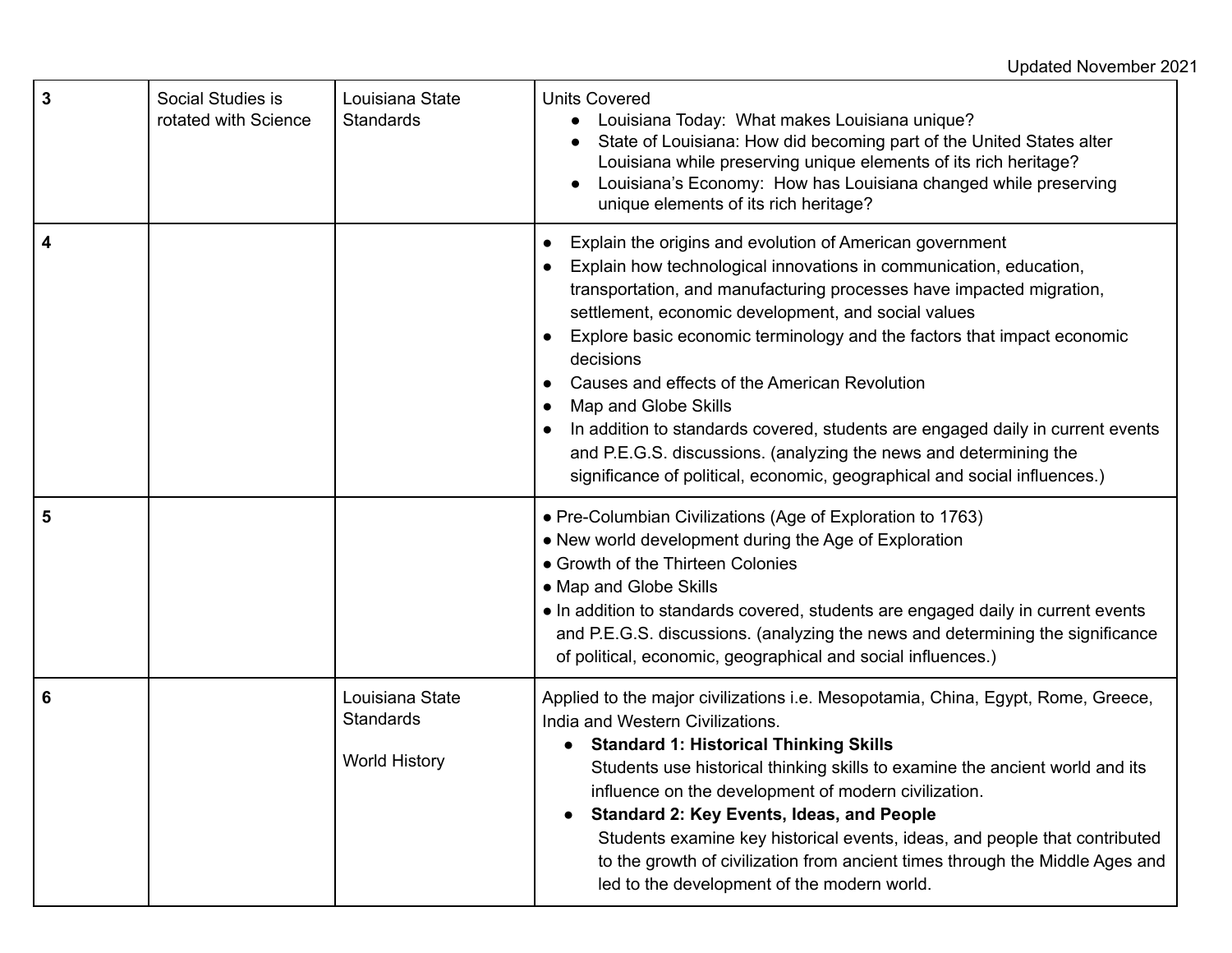| 3 | Social Studies is rotated with Science | Louisiana State Standards | Units Covered<br>● Louisiana Today: What makes Louisiana unique?<br>● State of Louisiana: How did becoming part of the United States alter Louisiana while preserving unique elements of its rich heritage?<br>● Louisiana's Economy: How has Louisiana changed while preserving unique elements of its rich heritage? |
|---|---|---|---|
| **4** | | | ● Explain the origins and evolution of American government<br>● Explain how technological innovations in communication, education, transportation, and manufacturing processes have impacted migration, settlement, economic development, and social values<br>● Explore basic economic terminology and the factors that impact economic decisions<br>● Causes and effects of the American Revolution<br>● Map and Globe Skills<br>● In addition to standards covered, students are engaged daily in current events and P.E.G.S. discussions. (analyzing the news and determining the significance of political, economic, geographical and social influences.) |
| **5** | | | ● Pre-Columbian Civilizations (Age of Exploration to 1763)<br>● New world development during the Age of Exploration<br>● Growth of the Thirteen Colonies<br>● Map and Globe Skills<br>● In addition to standards covered, students are engaged daily in current events and P.E.G.S. discussions. (analyzing the news and determining the significance of political, economic, geographical and social influences.) |
| **6** | | Louisiana State Standards<br><br>World History | Applied to the major civilizations i.e. Mesopotamia, China, Egypt, Rome, Greece, India and Western Civilizations.<br>● **Standard 1: Historical Thinking Skills**<br>Students use historical thinking skills to examine the ancient world and its influence on the development of modern civilization.<br>● **Standard 2: Key Events, Ideas, and People**<br>Students examine key historical events, ideas, and people that contributed to the growth of civilization from ancient times through the Middle Ages and led to the development of the modern world. |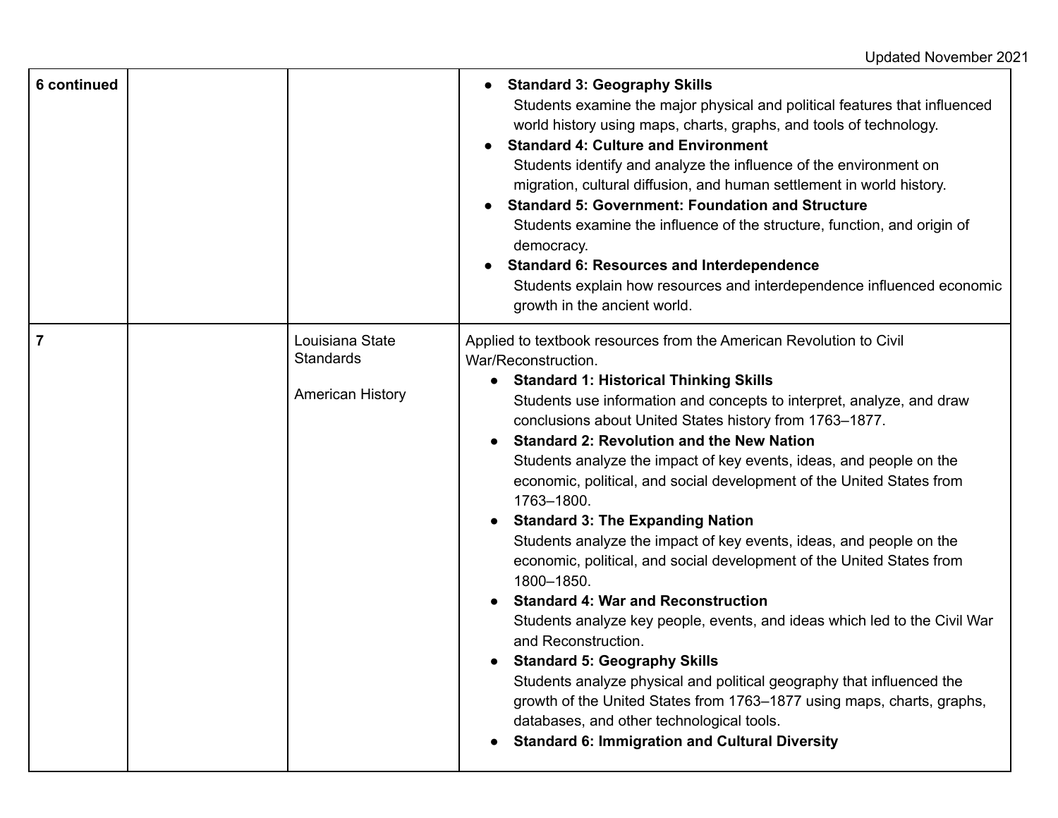| | | | |
|---|---|---|---|
| **6 continued** | | | • **Standard 3: Geography Skills** Students examine the major physical and political features that influenced world history using maps, charts, graphs, and tools of technology.<br>• **Standard 4: Culture and Environment** Students identify and analyze the influence of the environment on migration, cultural diffusion, and human settlement in world history.<br>• **Standard 5: Government: Foundation and Structure** Students examine the influence of the structure, function, and origin of democracy.<br>• **Standard 6: Resources and Interdependence** Students explain how resources and interdependence influenced economic growth in the ancient world. |
| **7** | | Louisiana State Standards<br><br>American History | Applied to textbook resources from the American Revolution to Civil War/Reconstruction.<br>• **Standard 1: Historical Thinking Skills** Students use information and concepts to interpret, analyze, and draw conclusions about United States history from 1763–1877.<br>• **Standard 2: Revolution and the New Nation** Students analyze the impact of key events, ideas, and people on the economic, political, and social development of the United States from 1763–1800.<br>• **Standard 3: The Expanding Nation** Students analyze the impact of key events, ideas, and people on the economic, political, and social development of the United States from 1800–1850.<br>• **Standard 4: War and Reconstruction** Students analyze key people, events, and ideas which led to the Civil War and Reconstruction.<br>• **Standard 5: Geography Skills** Students analyze physical and political geography that influenced the growth of the United States from 1763–1877 using maps, charts, graphs, databases, and other technological tools.<br>• **Standard 6: Immigration and Cultural Diversity** |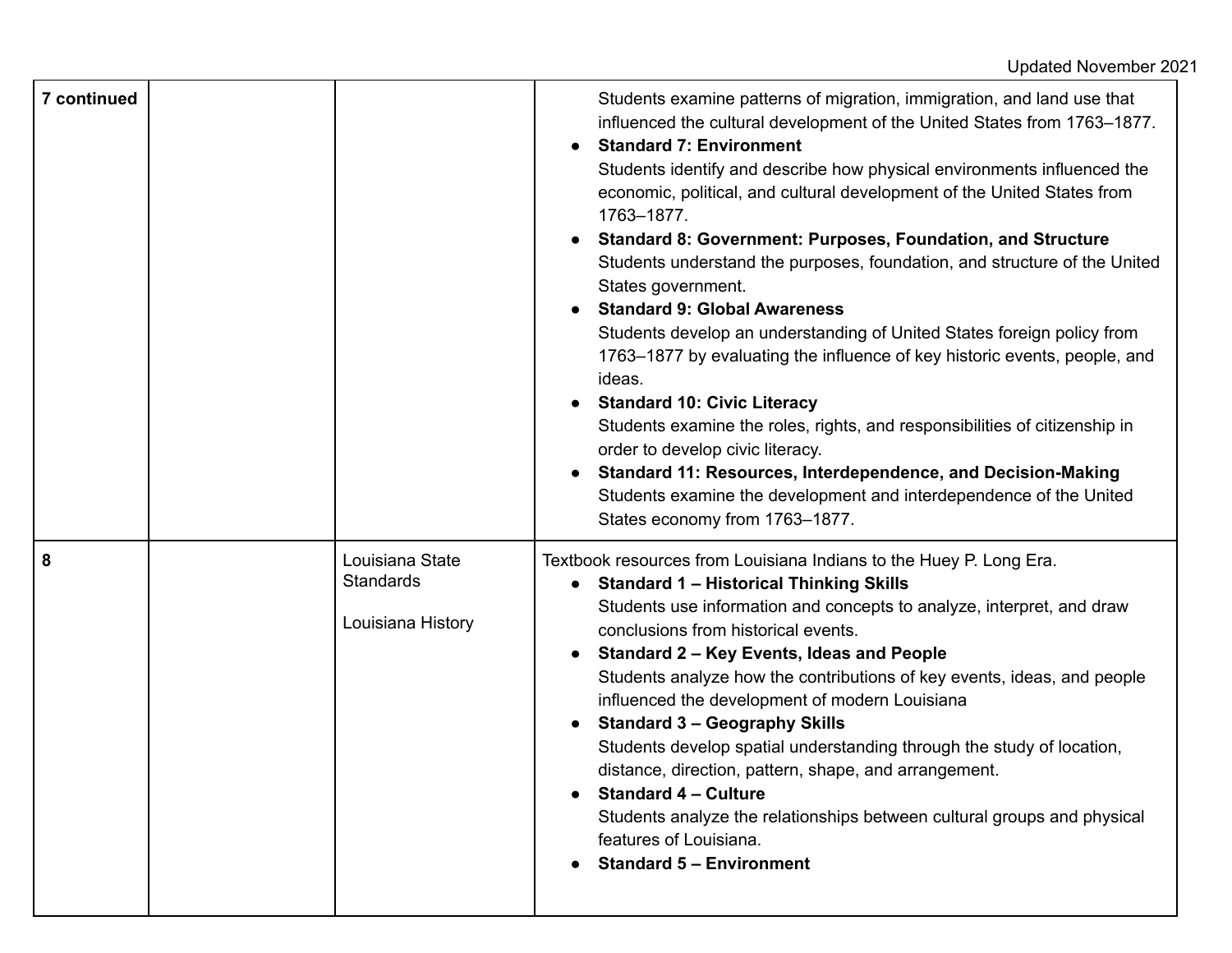| | | | |
|---|---|---|---|
| **7 continued** | | | Students examine patterns of migration, immigration, and land use that influenced the cultural development of the United States from 1763–1877.<br>• **Standard 7: Environment**<br>Students identify and describe how physical environments influenced the economic, political, and cultural development of the United States from 1763–1877.<br>• **Standard 8: Government: Purposes, Foundation, and Structure**<br>Students understand the purposes, foundation, and structure of the United States government.<br>• **Standard 9: Global Awareness**<br>Students develop an understanding of United States foreign policy from 1763–1877 by evaluating the influence of key historic events, people, and ideas.<br>• **Standard 10: Civic Literacy**<br>Students examine the roles, rights, and responsibilities of citizenship in order to develop civic literacy.<br>• **Standard 11: Resources, Interdependence, and Decision-Making**<br>Students examine the development and interdependence of the United States economy from 1763–1877. |
| **8** | | Louisiana State Standards<br><br>Louisiana History | Textbook resources from Louisiana Indians to the Huey P. Long Era.<br>• **Standard 1 – Historical Thinking Skills**<br>Students use information and concepts to analyze, interpret, and draw conclusions from historical events.<br>• **Standard 2 – Key Events, Ideas and People**<br>Students analyze how the contributions of key events, ideas, and people influenced the development of modern Louisiana<br>• **Standard 3 – Geography Skills**<br>Students develop spatial understanding through the study of location, distance, direction, pattern, shape, and arrangement.<br>• **Standard 4 – Culture**<br>Students analyze the relationships between cultural groups and physical features of Louisiana.<br>• **Standard 5 – Environment** |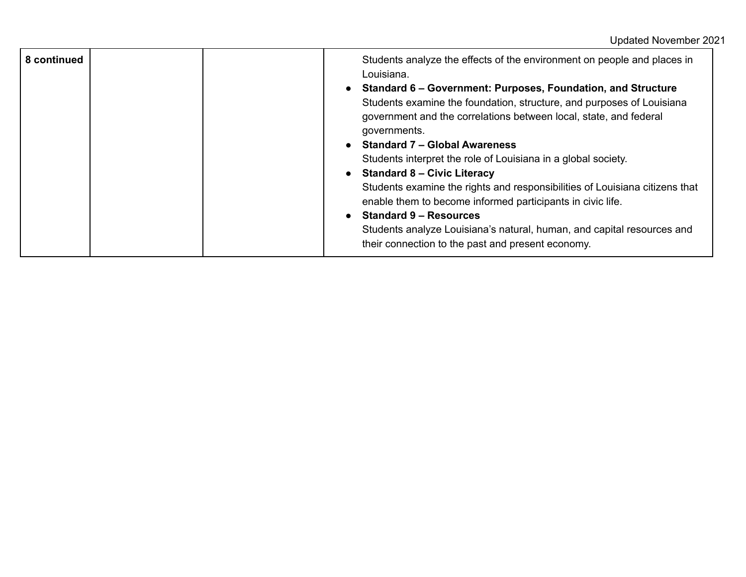| | | | |
|---|---|---|---|
| **8 continued** | | | Students analyze the effects of the environment on people and places in Louisiana.<br>● **Standard 6 – Government: Purposes, Foundation, and Structure**<br>Students examine the foundation, structure, and purposes of Louisiana government and the correlations between local, state, and federal governments.<br>● **Standard 7 – Global Awareness**<br>Students interpret the role of Louisiana in a global society.<br>● **Standard 8 – Civic Literacy**<br>Students examine the rights and responsibilities of Louisiana citizens that enable them to become informed participants in civic life.<br>● **Standard 9 – Resources**<br>Students analyze Louisiana's natural, human, and capital resources and their connection to the past and present economy. |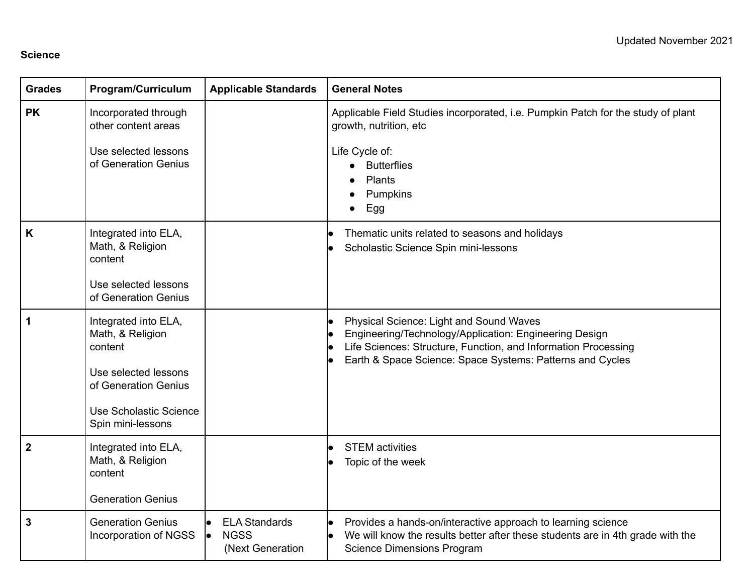Updated November 2021

**Science**

| Grades | Program/Curriculum | Applicable Standards | General Notes |
|---|---|---|---|
| **PK** | Incorporated through other content areas<br><br>Use selected lessons of Generation Genius | | Applicable Field Studies incorporated, i.e. Pumpkin Patch for the study of plant growth, nutrition, etc<br><br>Life Cycle of:<br>• Butterflies<br>• Plants<br>• Pumpkins<br>• Egg |
| **K** | Integrated into ELA, Math, & Religion content<br><br>Use selected lessons of Generation Genius | | • Thematic units related to seasons and holidays<br>• Scholastic Science Spin mini-lessons |
| **1** | Integrated into ELA, Math, & Religion content<br><br>Use selected lessons of Generation Genius<br><br>Use Scholastic Science Spin mini-lessons | | • Physical Science: Light and Sound Waves<br>• Engineering/Technology/Application: Engineering Design<br>• Life Sciences: Structure, Function, and Information Processing<br>• Earth & Space Science: Space Systems: Patterns and Cycles |
| **2** | Integrated into ELA, Math, & Religion content<br><br>Generation Genius | | • STEM activities<br>• Topic of the week |
| **3** | Generation Genius Incorporation of NGSS | • ELA Standards<br>• NGSS (Next Generation | • Provides a hands-on/interactive approach to learning science<br>• We will know the results better after these students are in 4th grade with the Science Dimensions Program |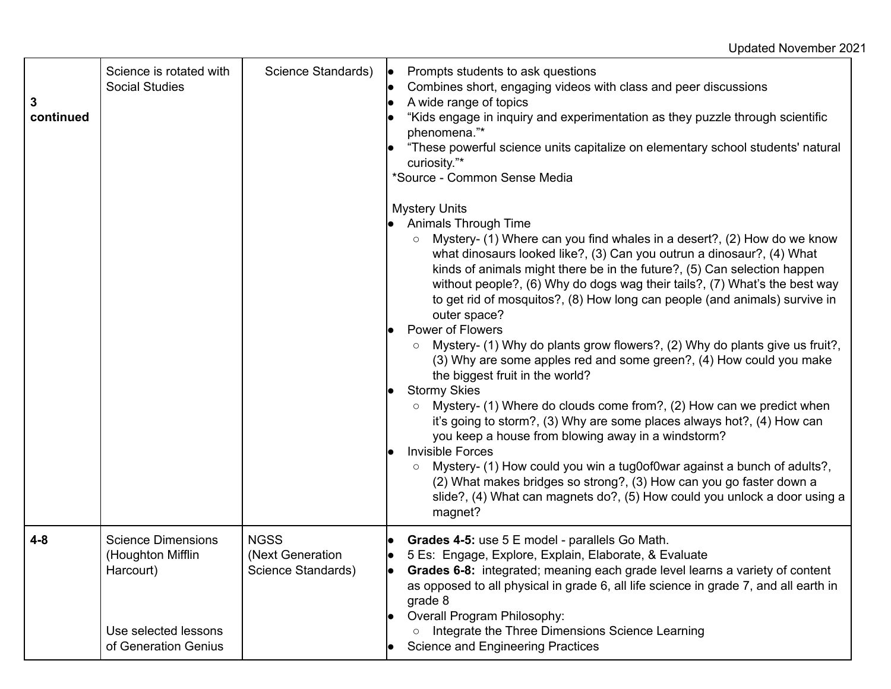| | | | |
|---|---|---|---|
| **3 continued** | Science is rotated with Social Studies | Science Standards) | • Prompts students to ask questions<br>• Combines short, engaging videos with class and peer discussions<br>• A wide range of topics<br>• "Kids engage in inquiry and experimentation as they puzzle through scientific phenomena."*<br>• "These powerful science units capitalize on elementary school students' natural curiosity."*<br>*Source - Common Sense Media<br><br>Mystery Units<br>• Animals Through Time<br>  ○ Mystery- (1) Where can you find whales in a desert?, (2) How do we know what dinosaurs looked like?, (3) Can you outrun a dinosaur?, (4) What kinds of animals might there be in the future?, (5) Can selection happen without people?, (6) Why do dogs wag their tails?, (7) What's the best way to get rid of mosquitos?, (8) How long can people (and animals) survive in outer space?<br>• Power of Flowers<br>  ○ Mystery- (1) Why do plants grow flowers?, (2) Why do plants give us fruit?, (3) Why are some apples red and some green?, (4) How could you make the biggest fruit in the world?<br>• Stormy Skies<br>  ○ Mystery- (1) Where do clouds come from?, (2) How can we predict when it's going to storm?, (3) Why are some places always hot?, (4) How can you keep a house from blowing away in a windstorm?<br>• Invisible Forces<br>  ○ Mystery- (1) How could you win a tug0of0war against a bunch of adults?, (2) What makes bridges so strong?, (3) How can you go faster down a slide?, (4) What can magnets do?, (5) How could you unlock a door using a magnet? |
| **4-8** | Science Dimensions (Houghton Mifflin Harcourt)<br><br>Use selected lessons of Generation Genius | NGSS (Next Generation Science Standards) | • **Grades 4-5:** use 5 E model - parallels Go Math.<br>• 5 Es: Engage, Explore, Explain, Elaborate, & Evaluate<br>• **Grades 6-8:** integrated; meaning each grade level learns a variety of content as opposed to all physical in grade 6, all life science in grade 7, and all earth in grade 8<br>• Overall Program Philosophy:<br>  ○ Integrate the Three Dimensions Science Learning<br>• Science and Engineering Practices |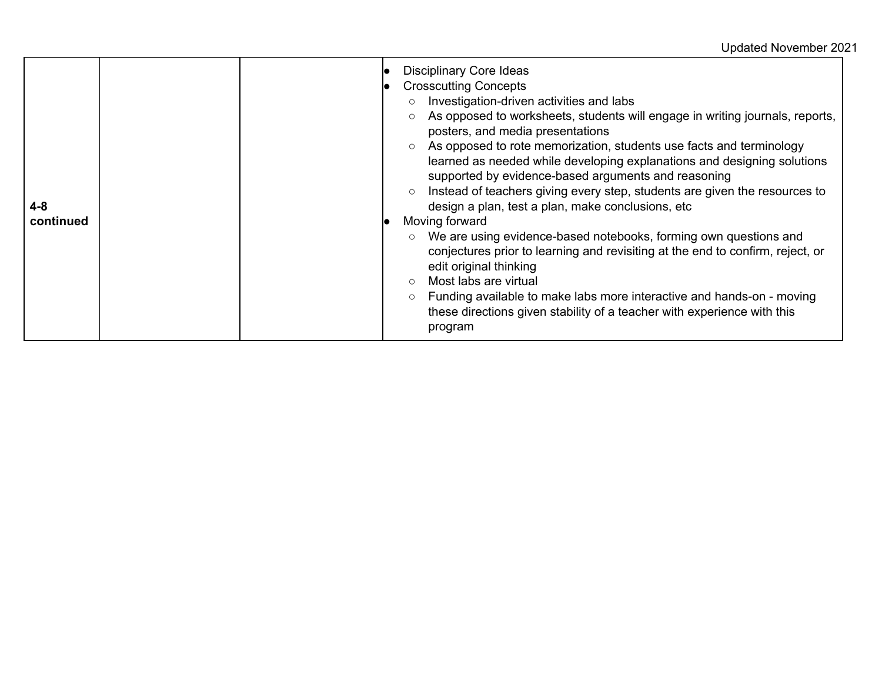| | | | |
|---|---|---|---|
| **4-8 continued** | | | <ul><li>Disciplinary Core Ideas</li><li>Crosscutting Concepts<ul><li>Investigation-driven activities and labs</li><li>As opposed to worksheets, students will engage in writing journals, reports, posters, and media presentations</li><li>As opposed to rote memorization, students use facts and terminology learned as needed while developing explanations and designing solutions supported by evidence-based arguments and reasoning</li><li>Instead of teachers giving every step, students are given the resources to design a plan, test a plan, make conclusions, etc</li></ul></li><li>Moving forward<ul><li>We are using evidence-based notebooks, forming own questions and conjectures prior to learning and revisiting at the end to confirm, reject, or edit original thinking</li><li>Most labs are virtual</li><li>Funding available to make labs more interactive and hands-on - moving these directions given stability of a teacher with experience with this program</li></ul></li></ul> |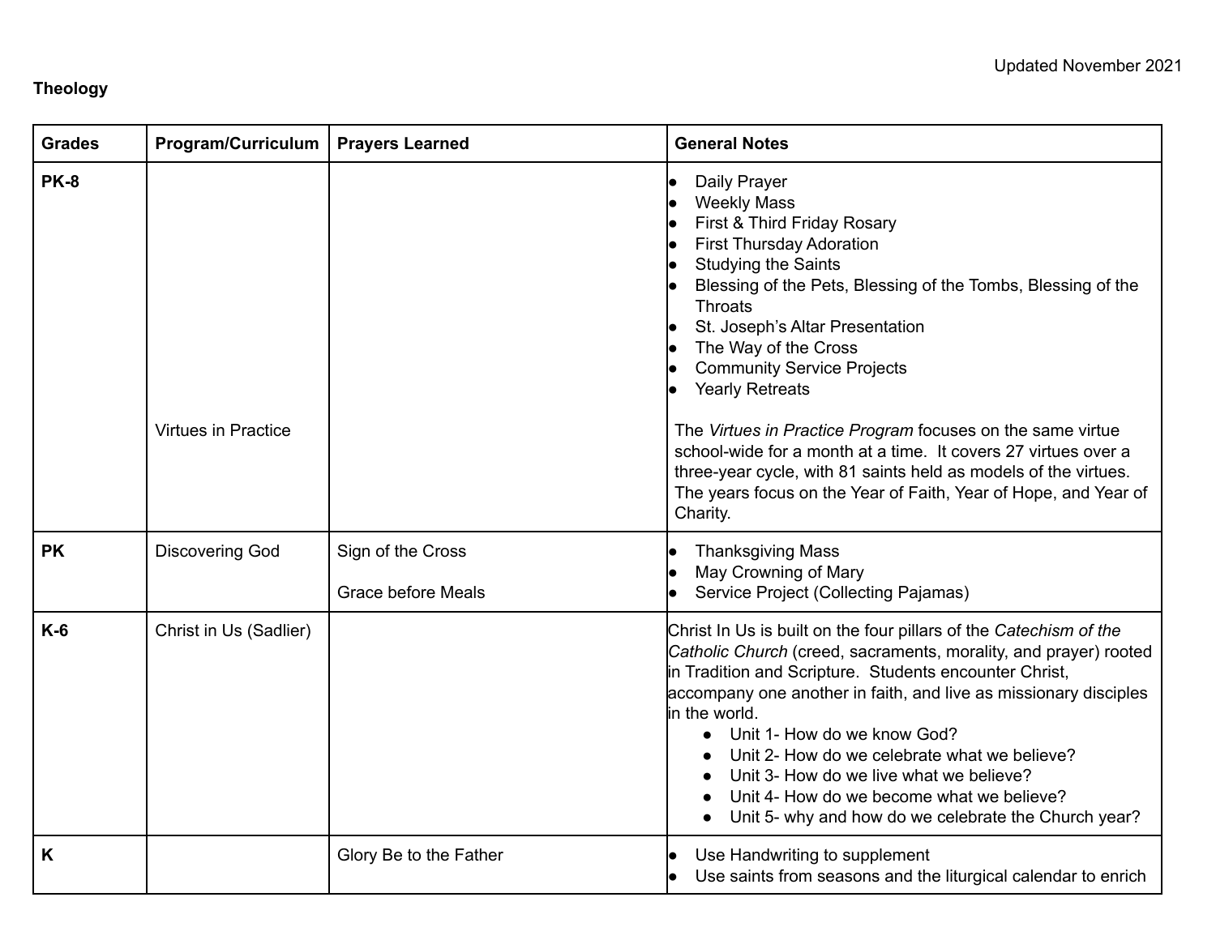Updated November 2021

**Theology**

| Grades | Program/Curriculum | Prayers Learned | General Notes |
|---|---|---|---|
| **PK-8** | Virtues in Practice | | • Daily Prayer<br>• Weekly Mass<br>• First & Third Friday Rosary<br>• First Thursday Adoration<br>• Studying the Saints<br>• Blessing of the Pets, Blessing of the Tombs, Blessing of the Throats<br>• St. Joseph's Altar Presentation<br>• The Way of the Cross<br>• Community Service Projects<br>• Yearly Retreats<br><br>The *Virtues in Practice Program* focuses on the same virtue school-wide for a month at a time. It covers 27 virtues over a three-year cycle, with 81 saints held as models of the virtues. The years focus on the Year of Faith, Year of Hope, and Year of Charity. |
| **PK** | Discovering God | Sign of the Cross<br><br>Grace before Meals | • Thanksgiving Mass<br>• May Crowning of Mary<br>• Service Project (Collecting Pajamas) |
| **K-6** | Christ in Us (Sadlier) | | Christ In Us is built on the four pillars of the *Catechism of the Catholic Church* (creed, sacraments, morality, and prayer) rooted in Tradition and Scripture. Students encounter Christ, accompany one another in faith, and live as missionary disciples in the world.<br>• Unit 1- How do we know God?<br>• Unit 2- How do we celebrate what we believe?<br>• Unit 3- How do we live what we believe?<br>• Unit 4- How do we become what we believe?<br>• Unit 5- why and how do we celebrate the Church year? |
| **K** | | Glory Be to the Father | • Use Handwriting to supplement<br>• Use saints from seasons and the liturgical calendar to enrich |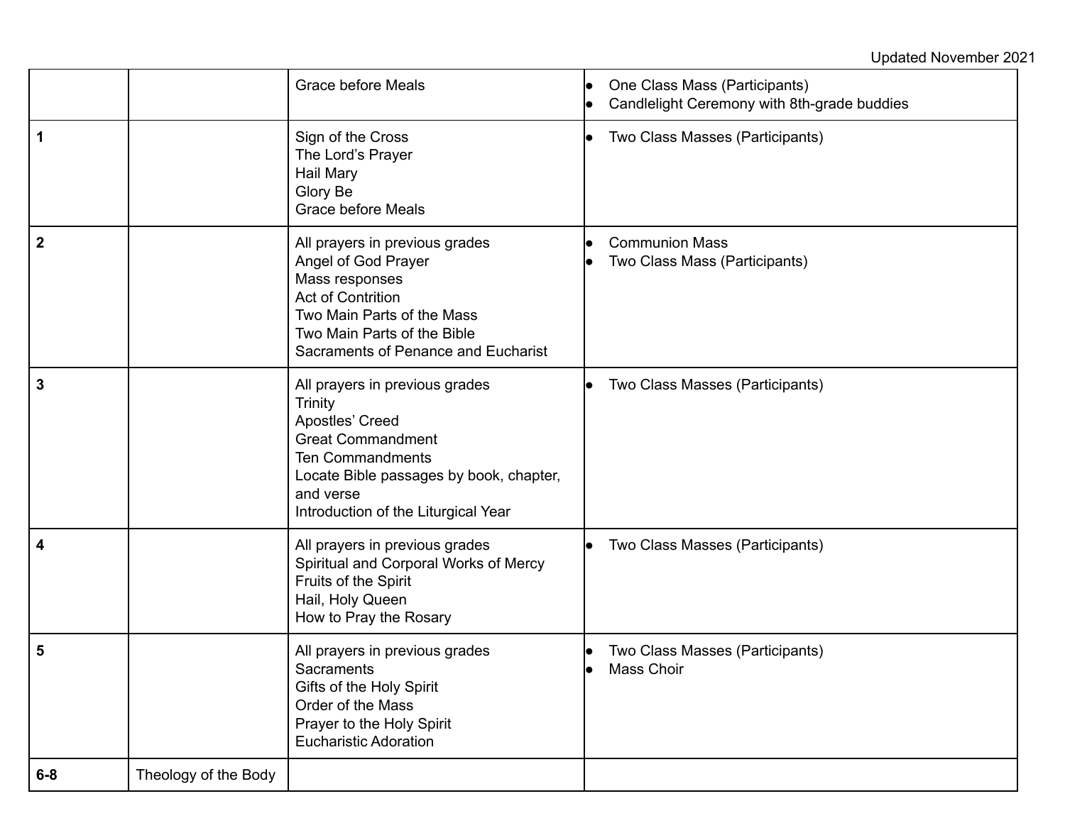| | | | |
|---|---|---|---|
| | | Grace before Meals | • One Class Mass (Participants)<br>• Candlelight Ceremony with 8th-grade buddies |
| **1** | | Sign of the Cross<br>The Lord's Prayer<br>Hail Mary<br>Glory Be<br>Grace before Meals | • Two Class Masses (Participants) |
| **2** | | All prayers in previous grades<br>Angel of God Prayer<br>Mass responses<br>Act of Contrition<br>Two Main Parts of the Mass<br>Two Main Parts of the Bible<br>Sacraments of Penance and Eucharist | • Communion Mass<br>• Two Class Mass (Participants) |
| **3** | | All prayers in previous grades<br>Trinity<br>Apostles' Creed<br>Great Commandment<br>Ten Commandments<br>Locate Bible passages by book, chapter, and verse<br>Introduction of the Liturgical Year | • Two Class Masses (Participants) |
| **4** | | All prayers in previous grades<br>Spiritual and Corporal Works of Mercy<br>Fruits of the Spirit<br>Hail, Holy Queen<br>How to Pray the Rosary | • Two Class Masses (Participants) |
| **5** | | All prayers in previous grades<br>Sacraments<br>Gifts of the Holy Spirit<br>Order of the Mass<br>Prayer to the Holy Spirit<br>Eucharistic Adoration | • Two Class Masses (Participants)<br>• Mass Choir |
| **6-8** | Theology of the Body | | |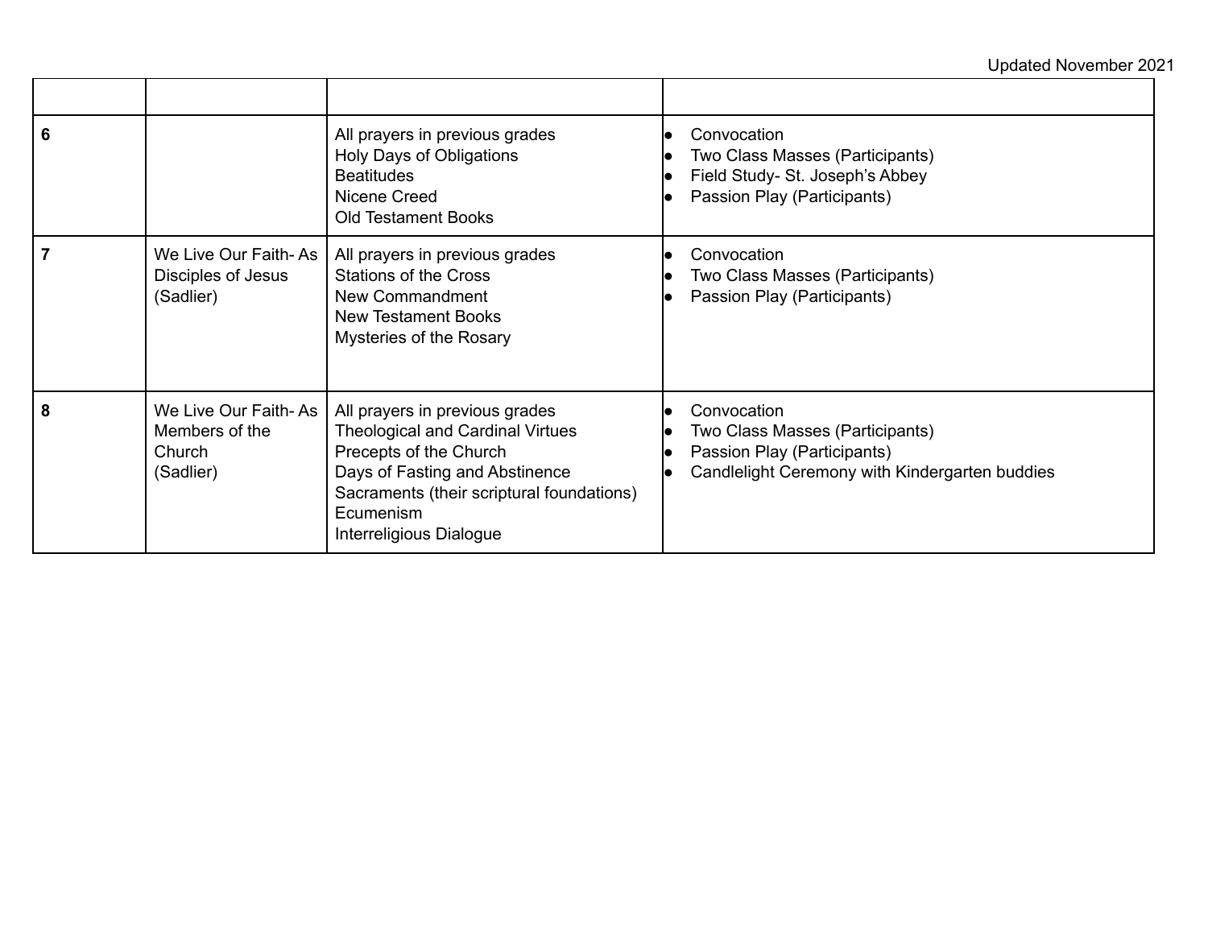| | | | |
|---|---|---|---|
| **6** | | All prayers in previous grades<br>Holy Days of Obligations<br>Beatitudes<br>Nicene Creed<br>Old Testament Books | • Convocation<br>• Two Class Masses (Participants)<br>• Field Study- St. Joseph's Abbey<br>• Passion Play (Participants) |
| **7** | We Live Our Faith- As Disciples of Jesus (Sadlier) | All prayers in previous grades<br>Stations of the Cross<br>New Commandment<br>New Testament Books<br>Mysteries of the Rosary | • Convocation<br>• Two Class Masses (Participants)<br>• Passion Play (Participants) |
| **8** | We Live Our Faith- As Members of the Church (Sadlier) | All prayers in previous grades<br>Theological and Cardinal Virtues<br>Precepts of the Church<br>Days of Fasting and Abstinence<br>Sacraments (their scriptural foundations)<br>Ecumenism<br>Interreligious Dialogue | • Convocation<br>• Two Class Masses (Participants)<br>• Passion Play (Participants)<br>• Candlelight Ceremony with Kindergarten buddies |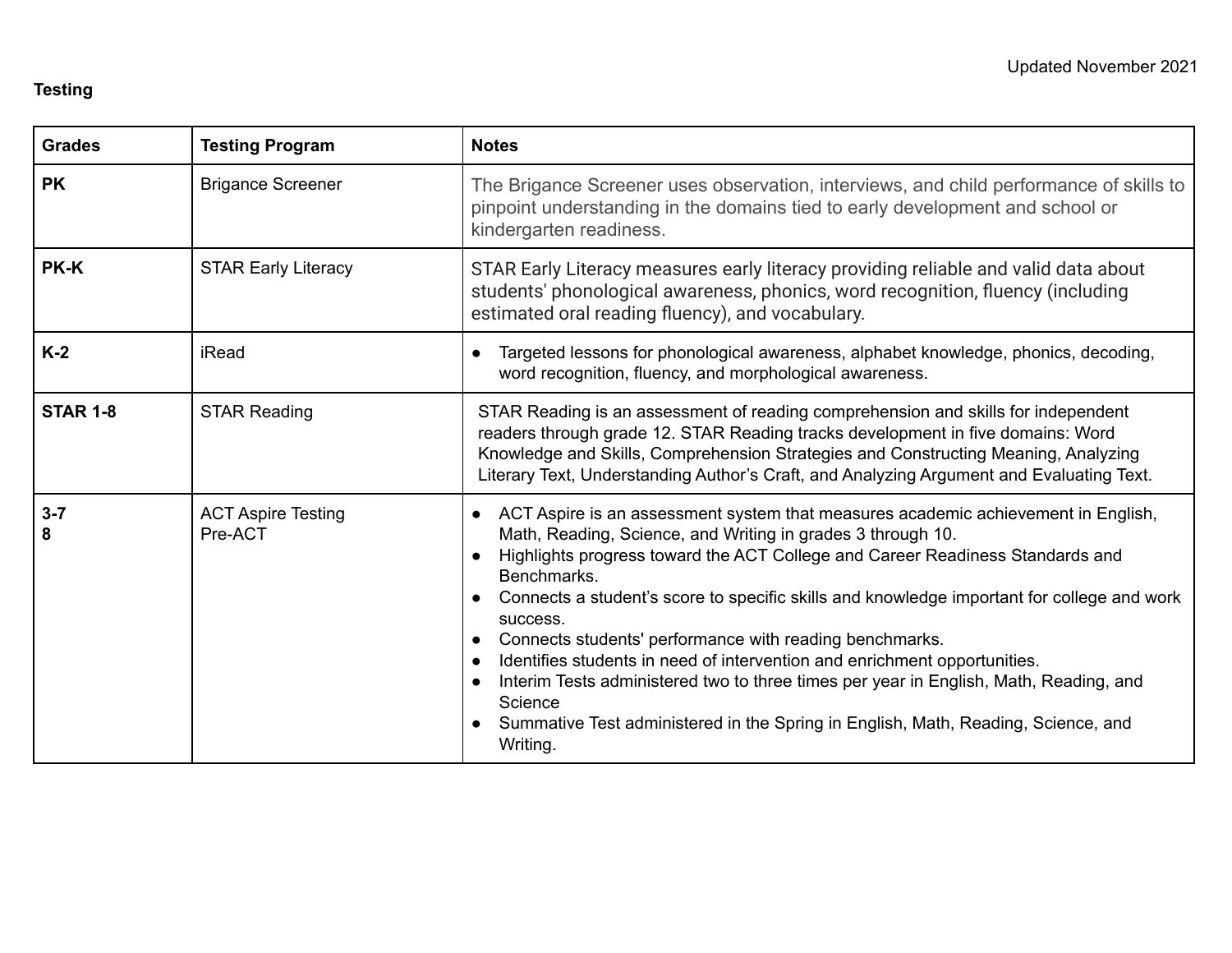Updated November 2021

**Testing**

| Grades | Testing Program | Notes |
|---|---|---|
| **PK** | Brigance Screener | The Brigance Screener uses observation, interviews, and child performance of skills to pinpoint understanding in the domains tied to early development and school or kindergarten readiness. |
| **PK-K** | STAR Early Literacy | STAR Early Literacy measures early literacy providing reliable and valid data about students' phonological awareness, phonics, word recognition, fluency (including estimated oral reading fluency), and vocabulary. |
| **K-2** | iRead | • Targeted lessons for phonological awareness, alphabet knowledge, phonics, decoding, word recognition, fluency, and morphological awareness. |
| **STAR 1-8** | STAR Reading | STAR Reading is an assessment of reading comprehension and skills for independent readers through grade 12. STAR Reading tracks development in five domains: Word Knowledge and Skills, Comprehension Strategies and Constructing Meaning, Analyzing Literary Text, Understanding Author's Craft, and Analyzing Argument and Evaluating Text. |
| **3-7**<br>**8** | ACT Aspire Testing<br>Pre-ACT | • ACT Aspire is an assessment system that measures academic achievement in English, Math, Reading, Science, and Writing in grades 3 through 10.<br>• Highlights progress toward the ACT College and Career Readiness Standards and Benchmarks.<br>• Connects a student's score to specific skills and knowledge important for college and work success.<br>• Connects students' performance with reading benchmarks.<br>• Identifies students in need of intervention and enrichment opportunities.<br>• Interim Tests administered two to three times per year in English, Math, Reading, and Science<br>• Summative Test administered in the Spring in English, Math, Reading, Science, and Writing. |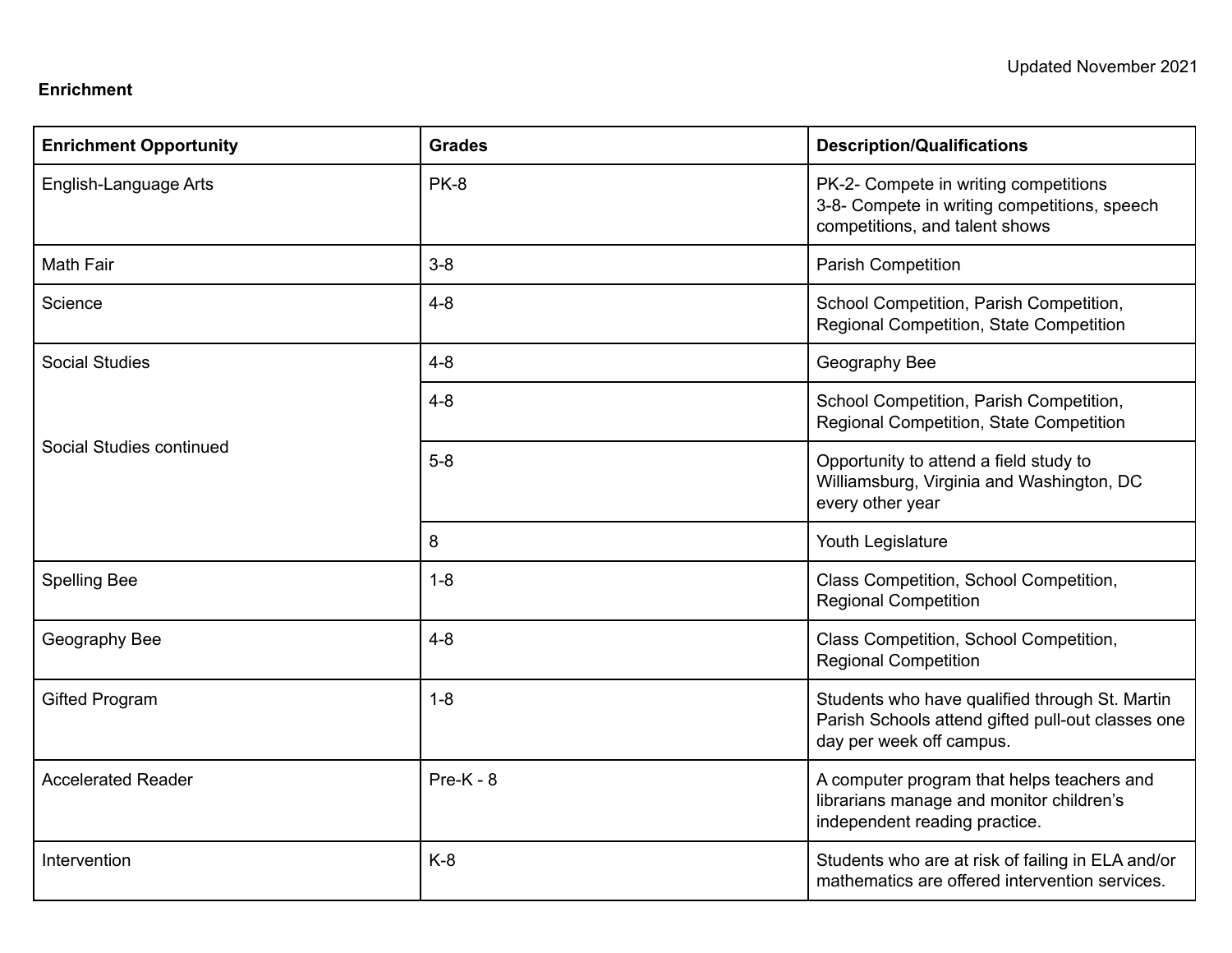Updated November 2021

**Enrichment**

| Enrichment Opportunity | Grades | Description/Qualifications |
|---|---|---|
| English-Language Arts | PK-8 | PK-2- Compete in writing competitions<br>3-8- Compete in writing competitions, speech competitions, and talent shows |
| Math Fair | 3-8 | Parish Competition |
| Science | 4-8 | School Competition, Parish Competition, Regional Competition, State Competition |
| Social Studies | 4-8 | Geography Bee |
| Social Studies continued | 4-8 | School Competition, Parish Competition, Regional Competition, State Competition |
| | 5-8 | Opportunity to attend a field study to Williamsburg, Virginia and Washington, DC every other year |
| | 8 | Youth Legislature |
| Spelling Bee | 1-8 | Class Competition, School Competition, Regional Competition |
| Geography Bee | 4-8 | Class Competition, School Competition, Regional Competition |
| Gifted Program | 1-8 | Students who have qualified through St. Martin Parish Schools attend gifted pull-out classes one day per week off campus. |
| Accelerated Reader | Pre-K - 8 | A computer program that helps teachers and librarians manage and monitor children's independent reading practice. |
| Intervention | K-8 | Students who are at risk of failing in ELA and/or mathematics are offered intervention services. |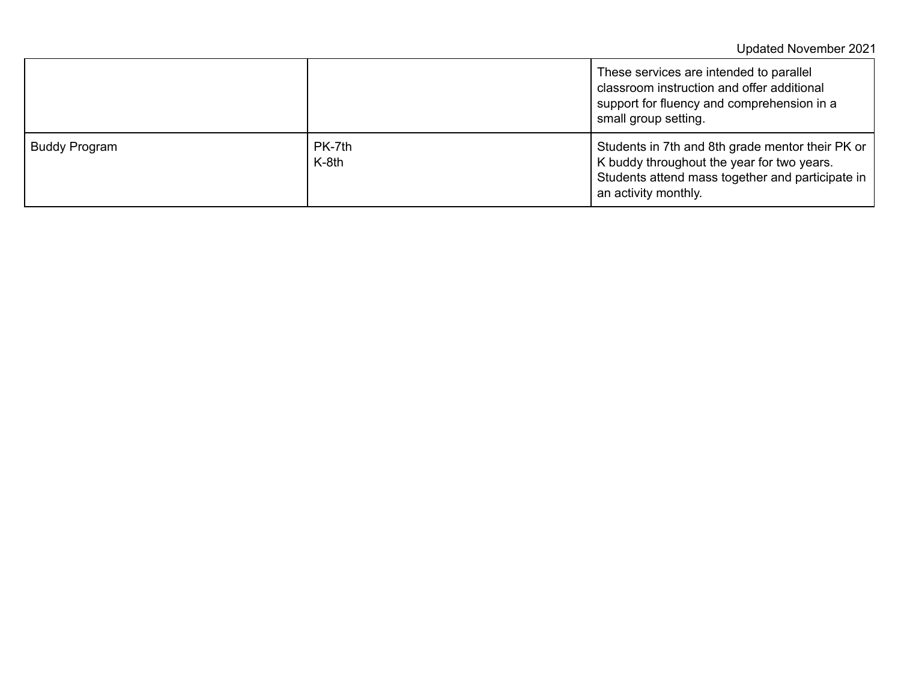| | | |
|---|---|---|
| | | These services are intended to parallel classroom instruction and offer additional support for fluency and comprehension in a small group setting. |
| Buddy Program | PK-7th<br>K-8th | Students in 7th and 8th grade mentor their PK or K buddy throughout the year for two years. Students attend mass together and participate in an activity monthly. |